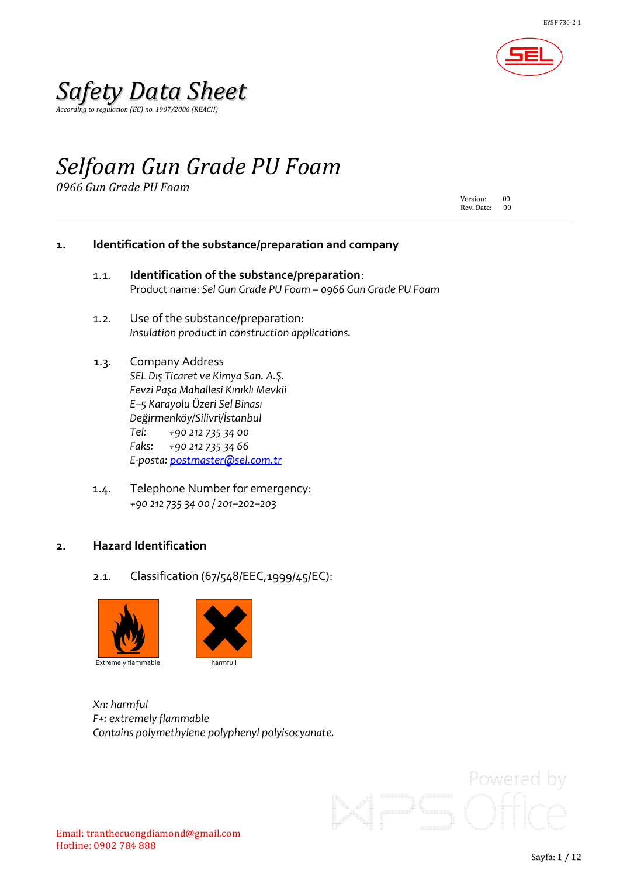# Safety Data Sheet

*According to regulation (EC) no. 1907/2006 (REACH)*

# *Selfoam Gun Grade PU Foam*

*0966 Gun Grade PU Foam*

Version: 00
Rev. Date: 00

## 1. Identification of the substance/preparation and company

### 1.1. Identification of the substance/preparation:

Product name: *Sel Gun Grade PU Foam – 0966 Gun Grade PU Foam*

### 1.2. Use of the substance/preparation:

*Insulation product in construction applications.*

### 1.3. Company Address

*SEL Dış Ticaret ve Kimya San. A.Ş.*
*Fevzi Paşa Mahallesi Kınıklı Mevkii*
*E–5 Karayolu Üzeri Sel Binası*
*Değirmenköy/Silivri/İstanbul*
*Tel:* *+90 212 735 34 00*
*Faks:* *+90 212 735 34 66*
*E-posta:* postmaster@sel.com.tr

### 1.4. Telephone Number for emergency:

*+90 212 735 34 00 / 201–202–203*

## 2. Hazard Identification

### 2.1. Classification (67/548/EEC,1999/45/EC):

Extremely flammable

harmfull

*Xn: harmful*
*F+: extremely flammable*
*Contains polymethylene polyphenyl polyisocyanate.*

Email: tranthecuongdiamond@gmail.com
Hotline: 0902 784 888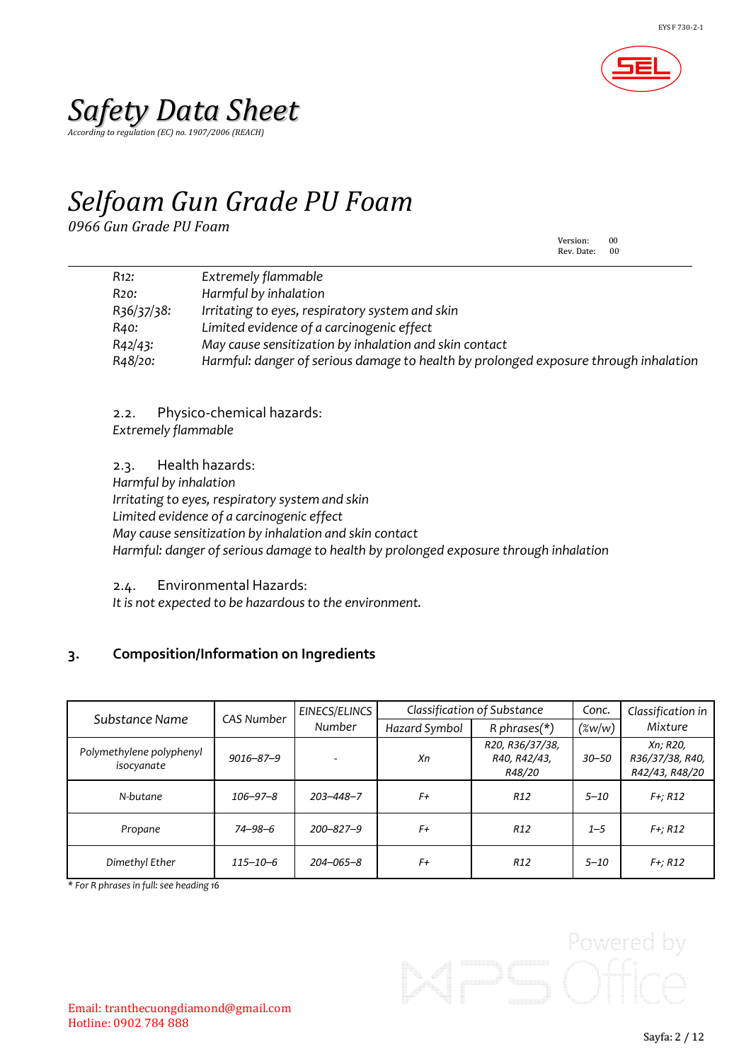| | |
|---|---|
| *R12:* | *Extremely flammable* |
| *R20:* | *Harmful by inhalation* |
| *R36/37/38:* | *Irritating to eyes, respiratory system and skin* |
| *R40:* | *Limited evidence of a carcinogenic effect* |
| *R42/43:* | *May cause sensitization by inhalation and skin contact* |
| *R48/20:* | *Harmful: danger of serious damage to health by prolonged exposure through inhalation* |

2.2. Physico-chemical hazards:

*Extremely flammable*

2.3. Health hazards:

*Harmful by inhalation*
*Irritating to eyes, respiratory system and skin*
*Limited evidence of a carcinogenic effect*
*May cause sensitization by inhalation and skin contact*
*Harmful: danger of serious damage to health by prolonged exposure through inhalation*

2.4. Environmental Hazards:

*It is not expected to be hazardous to the environment.*

## 3. Composition/Information on Ingredients

| Substance Name | CAS Number | EINECS/ELINCS Number | Classification of Substance | | Conc. | Classification in Mixture |
|---|---|---|---|---|---|---|
| | | | Hazard Symbol | R phrases(*) | (%w/w) | |
| *Polymethylene polyphenyl isocyanate* | *9016–87–9* | *-* | *Xn* | *R20, R36/37/38, R40, R42/43, R48/20* | *30–50* | *Xn; R20, R36/37/38, R40, R42/43, R48/20* |
| *N-butane* | *106–97–8* | *203–448–7* | *F+* | *R12* | *5–10* | *F+; R12* |
| *Propane* | *74–98–6* | *200–827–9* | *F+* | *R12* | *1–5* | *F+; R12* |
| *Dimethyl Ether* | *115–10–6* | *204–065–8* | *F+* | *R12* | *5–10* | *F+; R12* |

*\* For R phrases in full: see heading 16*

Email: tranthecuongdiamond@gmail.com
Hotline: 0902 784 888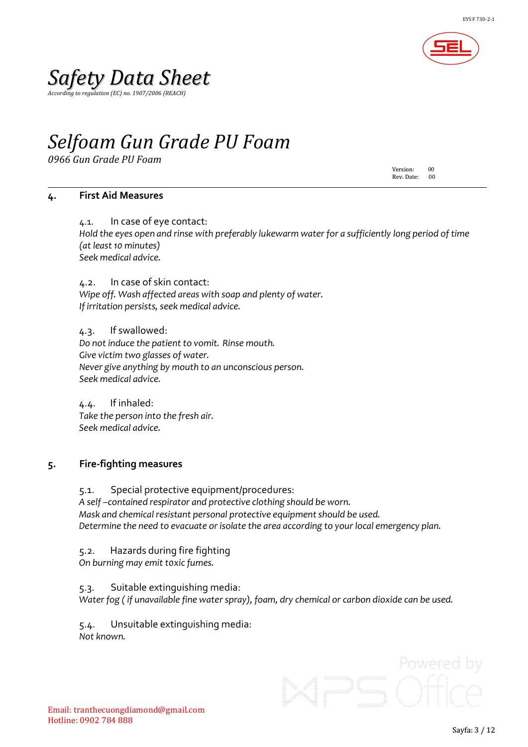# Safety Data Sheet

*According to regulation (EC) no. 1907/2006 (REACH)*

# *Selfoam Gun Grade PU Foam*

*0966 Gun Grade PU Foam*

Version: 00
Rev. Date: 00

## 4. First Aid Measures

### 4.1. In case of eye contact:

*Hold the eyes open and rinse with preferably lukewarm water for a sufficiently long period of time (at least 10 minutes)*
*Seek medical advice.*

### 4.2. In case of skin contact:

*Wipe off. Wash affected areas with soap and plenty of water.*
*If irritation persists, seek medical advice.*

### 4.3. If swallowed:

*Do not induce the patient to vomit. Rinse mouth.*
*Give victim two glasses of water.*
*Never give anything by mouth to an unconscious person.*
*Seek medical advice.*

### 4.4. If inhaled:

*Take the person into the fresh air.*
*Seek medical advice.*

## 5. Fire-fighting measures

### 5.1. Special protective equipment/procedures:

*A self –contained respirator and protective clothing should be worn.*
*Mask and chemical resistant personal protective equipment should be used.*
*Determine the need to evacuate or isolate the area according to your local emergency plan.*

### 5.2. Hazards during fire fighting

*On burning may emit toxic fumes.*

### 5.3. Suitable extinguishing media:

*Water fog ( if unavailable fine water spray), foam, dry chemical or carbon dioxide can be used.*

### 5.4. Unsuitable extinguishing media:

*Not known.*

Email: tranthecuongdiamond@gmail.com
Hotline: 0902 784 888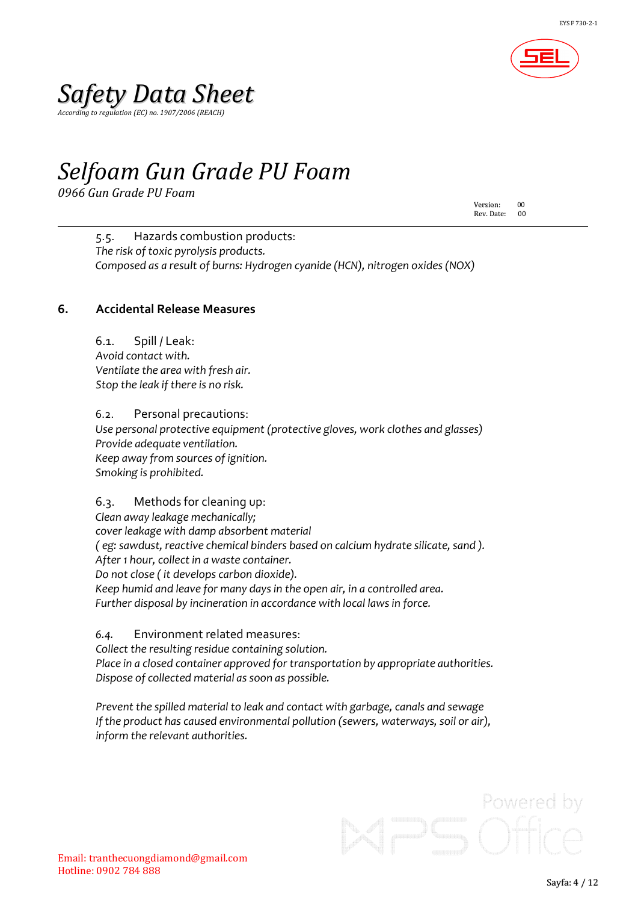5.5. Hazards combustion products:

*The risk of toxic pyrolysis products.*
*Composed as a result of burns: Hydrogen cyanide (HCN), nitrogen oxides (NOX)*

## 6. Accidental Release Measures

6.1. Spill / Leak:

*Avoid contact with.*
*Ventilate the area with fresh air.*
*Stop the leak if there is no risk.*

6.2. Personal precautions:

*Use personal protective equipment (protective gloves, work clothes and glasses)*
*Provide adequate ventilation.*
*Keep away from sources of ignition.*
*Smoking is prohibited.*

6.3. Methods for cleaning up:

*Clean away leakage mechanically;*
*cover leakage with damp absorbent material*
*( eg: sawdust, reactive chemical binders based on calcium hydrate silicate, sand ).*
*After 1 hour, collect in a waste container.*
*Do not close ( it develops carbon dioxide).*
*Keep humid and leave for many days in the open air, in a controlled area.*
*Further disposal by incineration in accordance with local laws in force.*

6.4. Environment related measures:

*Collect the resulting residue containing solution.*
*Place in a closed container approved for transportation by appropriate authorities.*
*Dispose of collected material as soon as possible.*

*Prevent the spilled material to leak and contact with garbage, canals and sewage*
*If the product has caused environmental pollution (sewers, waterways, soil or air), inform the relevant authorities.*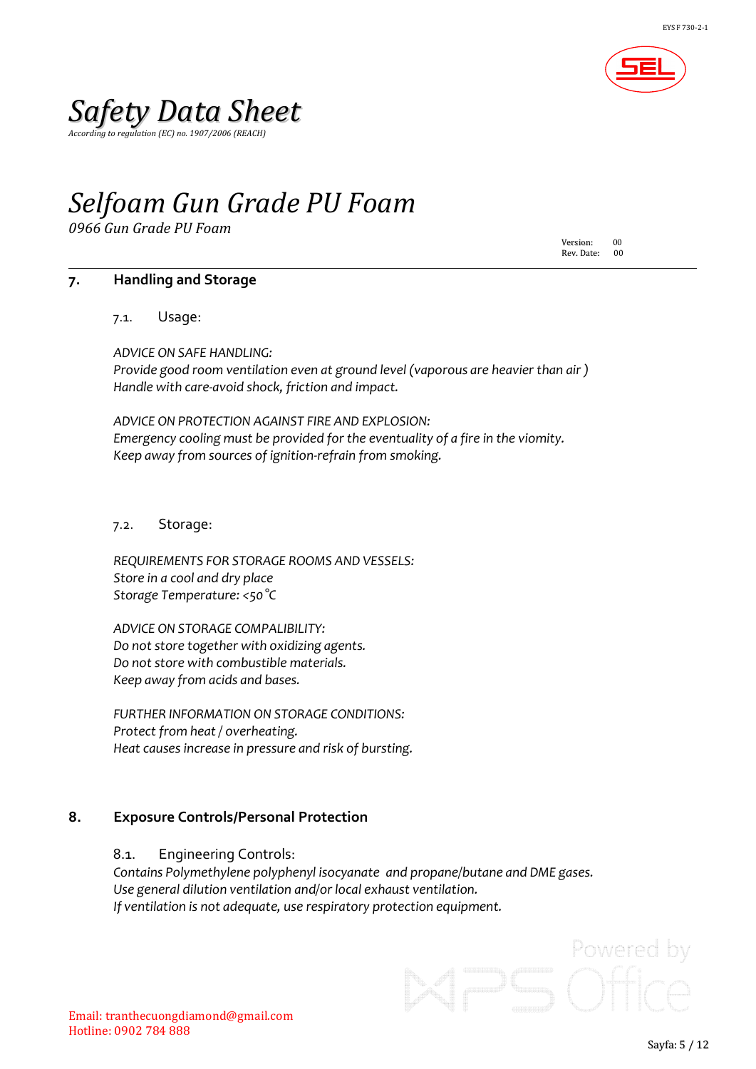# *Safety Data Sheet*

*According to regulation (EC) no. 1907/2006 (REACH)*

# *Selfoam Gun Grade PU Foam*

*0966 Gun Grade PU Foam*

Version: 00
Rev. Date: 00

## 7. Handling and Storage

### 7.1. Usage:

*ADVICE ON SAFE HANDLING:*
*Provide good room ventilation even at ground level (vaporous are heavier than air )*
*Handle with care-avoid shock, friction and impact.*

*ADVICE ON PROTECTION AGAINST FIRE AND EXPLOSION:*
*Emergency cooling must be provided for the eventuality of a fire in the viomity.*
*Keep away from sources of ignition-refrain from smoking.*

### 7.2. Storage:

*REQUIREMENTS FOR STORAGE ROOMS AND VESSELS:*
*Store in a cool and dry place*
*Storage Temperature: <50 ℃*

*ADVICE ON STORAGE COMPALIBILITY:*
*Do not store together with oxidizing agents.*
*Do not store with combustible materials.*
*Keep away from acids and bases.*

*FURTHER INFORMATION ON STORAGE CONDITIONS:*
*Protect from heat / overheating.*
*Heat causes increase in pressure and risk of bursting.*

## 8. Exposure Controls/Personal Protection

### 8.1. Engineering Controls:

*Contains Polymethylene polyphenyl isocyanate and propane/butane and DME gases.*
*Use general dilution ventilation and/or local exhaust ventilation.*
*If ventilation is not adequate, use respiratory protection equipment.*

Email: tranthecuongdiamond@gmail.com
Hotline: 0902 784 888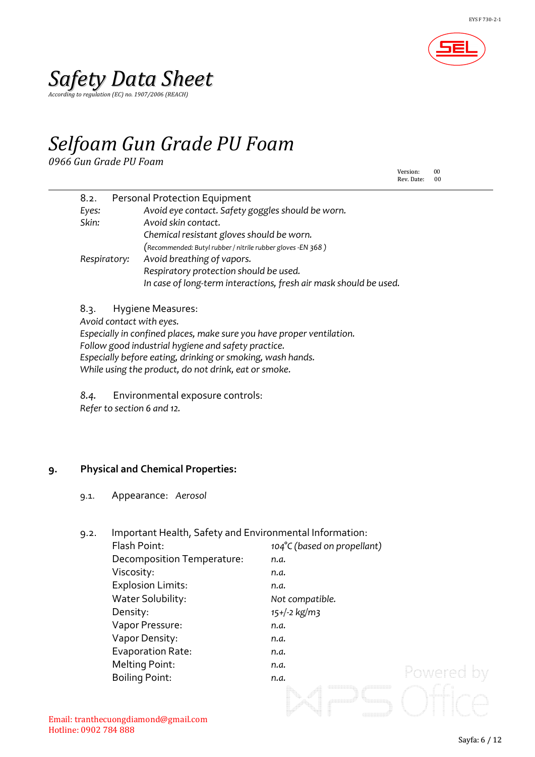# Safety Data Sheet

*According to regulation (EC) no. 1907/2006 (REACH)*

# Selfoam Gun Grade PU Foam

*0966 Gun Grade PU Foam*

Version: 00
Rev. Date: 00

8.2. Personal Protection Equipment

| | |
|---|---|
| *Eyes:* | *Avoid eye contact. Safety goggles should be worn.* |
| *Skin:* | *Avoid skin contact.* |
| | *Chemical resistant gloves should be worn.* |
| | *(Recommended: Butyl rubber / nitrile rubber gloves -EN 368 )* |
| *Respiratory:* | *Avoid breathing of vapors.* |
| | *Respiratory protection should be used.* |
| | *In case of long-term interactions, fresh air mask should be used.* |

8.3. Hygiene Measures:

*Avoid contact with eyes.*
*Especially in confined places, make sure you have proper ventilation.*
*Follow good industrial hygiene and safety practice.*
*Especially before eating, drinking or smoking, wash hands.*
*While using the product, do not drink, eat or smoke.*

8.4. Environmental exposure controls:

*Refer to section 6 and 12.*

## 9. Physical and Chemical Properties:

9.1. Appearance: *Aerosol*

9.2. Important Health, Safety and Environmental Information:

| | |
|---|---|
| Flash Point: | *104°C (based on propellant)* |
| Decomposition Temperature: | *n.a.* |
| Viscosity: | *n.a.* |
| Explosion Limits: | *n.a.* |
| Water Solubility: | *Not compatible.* |
| Density: | *15+/-2 kg/m3* |
| Vapor Pressure: | *n.a.* |
| Vapor Density: | *n.a.* |
| Evaporation Rate: | *n.a.* |
| Melting Point: | *n.a.* |
| Boiling Point: | *n.a.* |

Email: tranthecuongdiamond@gmail.com
Hotline: 0902 784 888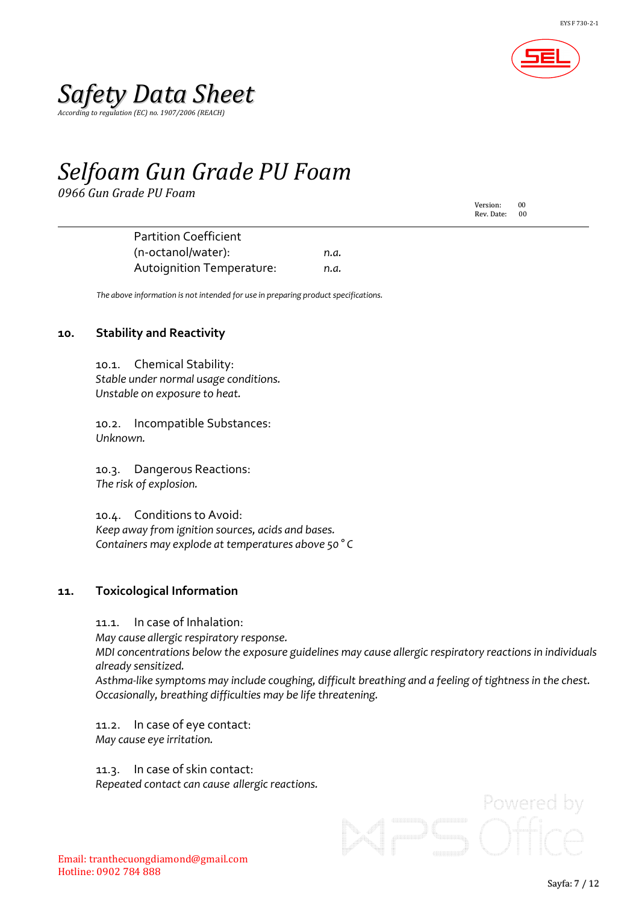| | |
|---|---|
| Partition Coefficient (n-octanol/water): | *n.a.* |
| Autoignition Temperature: | *n.a.* |

*The above information is not intended for use in preparing product specifications.*

## 10. Stability and Reactivity

### 10.1. Chemical Stability:

*Stable under normal usage conditions.*
*Unstable on exposure to heat.*

### 10.2. Incompatible Substances:

*Unknown.*

### 10.3. Dangerous Reactions:

*The risk of explosion.*

### 10.4. Conditions to Avoid:

*Keep away from ignition sources, acids and bases.*
*Containers may explode at temperatures above 50 ° C*

## 11. Toxicological Information

### 11.1. In case of Inhalation:

*May cause allergic respiratory response.*
*MDI concentrations below the exposure guidelines may cause allergic respiratory reactions in individuals already sensitized.*
*Asthma-like symptoms may include coughing, difficult breathing and a feeling of tightness in the chest. Occasionally, breathing difficulties may be life threatening.*

### 11.2. In case of eye contact:

*May cause eye irritation.*

### 11.3. In case of skin contact:

*Repeated contact can cause allergic reactions.*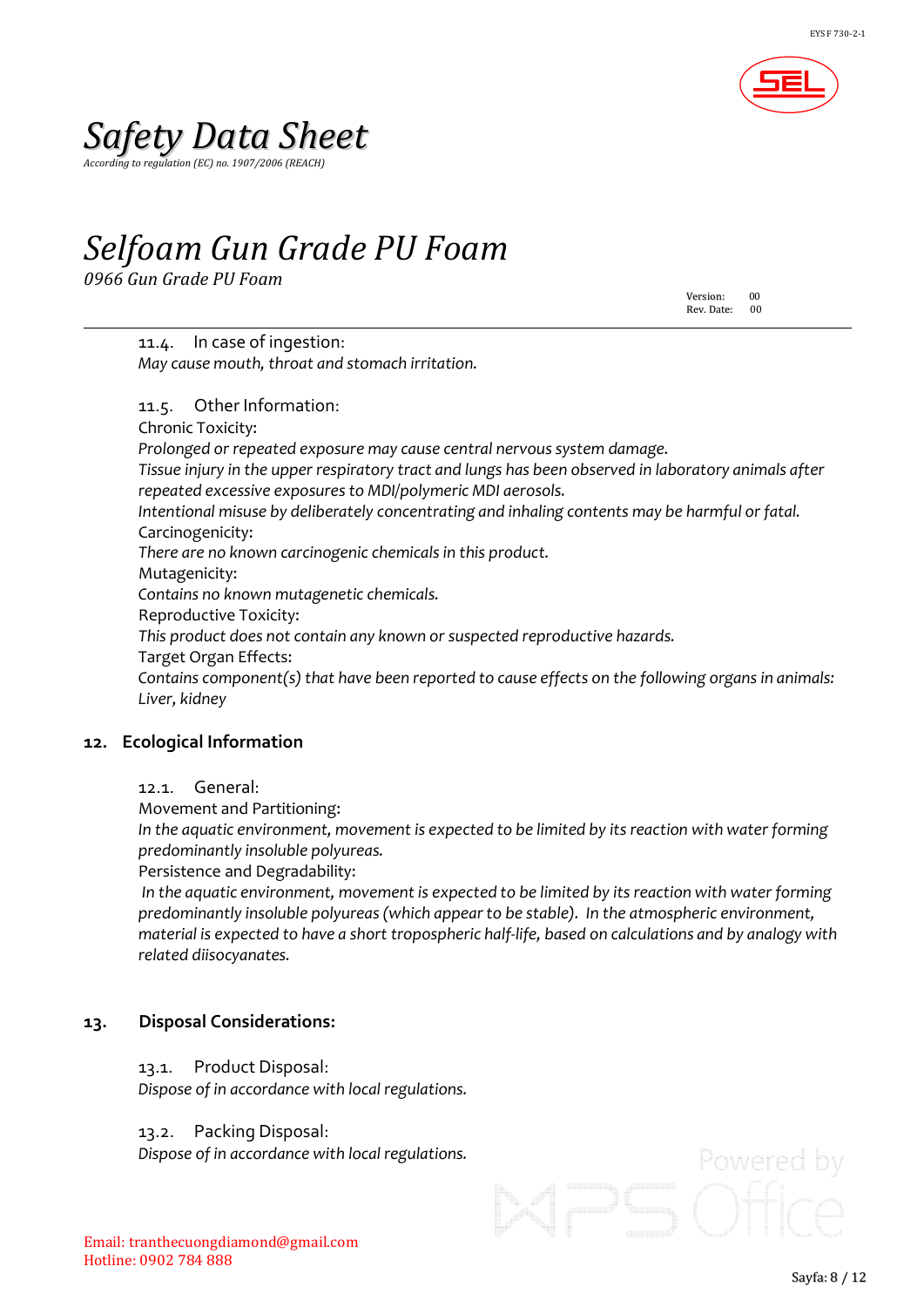11.4. In case of ingestion:

*May cause mouth, throat and stomach irritation.*

11.5. Other Information:

Chronic Toxicity:

*Prolonged or repeated exposure may cause central nervous system damage.*

*Tissue injury in the upper respiratory tract and lungs has been observed in laboratory animals after repeated excessive exposures to MDI/polymeric MDI aerosols.*

*Intentional misuse by deliberately concentrating and inhaling contents may be harmful or fatal.*

Carcinogenicity:

*There are no known carcinogenic chemicals in this product.*

Mutagenicity:

*Contains no known mutagenetic chemicals.*

Reproductive Toxicity:

*This product does not contain any known or suspected reproductive hazards.*

Target Organ Effects:

*Contains component(s) that have been reported to cause effects on the following organs in animals: Liver, kidney*

## 12. Ecological Information

12.1. General:

Movement and Partitioning:

*In the aquatic environment, movement is expected to be limited by its reaction with water forming predominantly insoluble polyureas.*

Persistence and Degradability:

*In the aquatic environment, movement is expected to be limited by its reaction with water forming predominantly insoluble polyureas (which appear to be stable). In the atmospheric environment, material is expected to have a short tropospheric half-life, based on calculations and by analogy with related diisocyanates.*

## 13. Disposal Considerations:

13.1. Product Disposal:

*Dispose of in accordance with local regulations.*

13.2. Packing Disposal:

*Dispose of in accordance with local regulations.*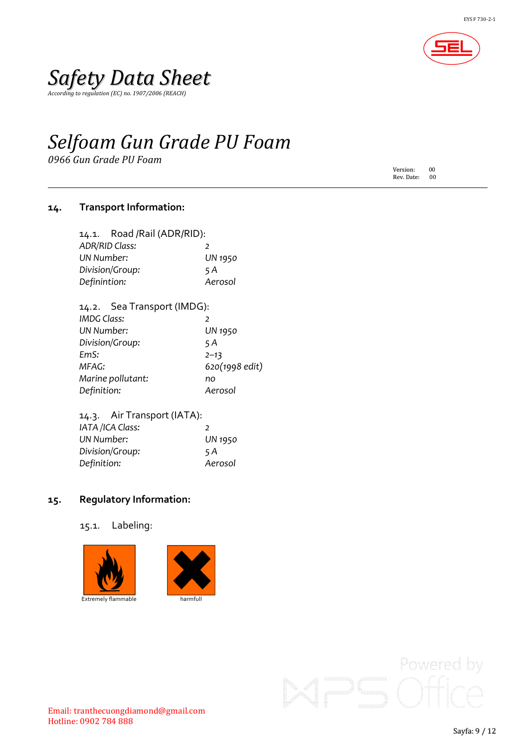# Safety Data Sheet

*According to regulation (EC) no. 1907/2006 (REACH)*

# *Selfoam Gun Grade PU Foam*

*0966 Gun Grade PU Foam*

Version: 00
Rev. Date: 00

## 14. Transport Information:

### 14.1. Road /Rail (ADR/RID):

| | |
|---|---|
| *ADR/RID Class:* | 2 |
| *UN Number:* | *UN 1950* |
| *Division/Group:* | *5 A* |
| *Definintion:* | *Aerosol* |

### 14.2. Sea Transport (IMDG):

| | |
|---|---|
| *IMDG Class:* | 2 |
| *UN Number:* | *UN 1950* |
| *Division/Group:* | *5 A* |
| *EmS:* | *2–13* |
| *MFAG:* | *620(1998 edit)* |
| *Marine pollutant:* | *no* |
| *Definition:* | *Aerosol* |

### 14.3. Air Transport (IATA):

| | |
|---|---|
| *IATA /ICA Class:* | 2 |
| *UN Number:* | *UN 1950* |
| *Division/Group:* | *5 A* |
| *Definition:* | *Aerosol* |

## 15. Regulatory Information:

### 15.1. Labeling:

Extremely flammable

harmfull

Email: tranthecuongdiamond@gmail.com
Hotline: 0902 784 888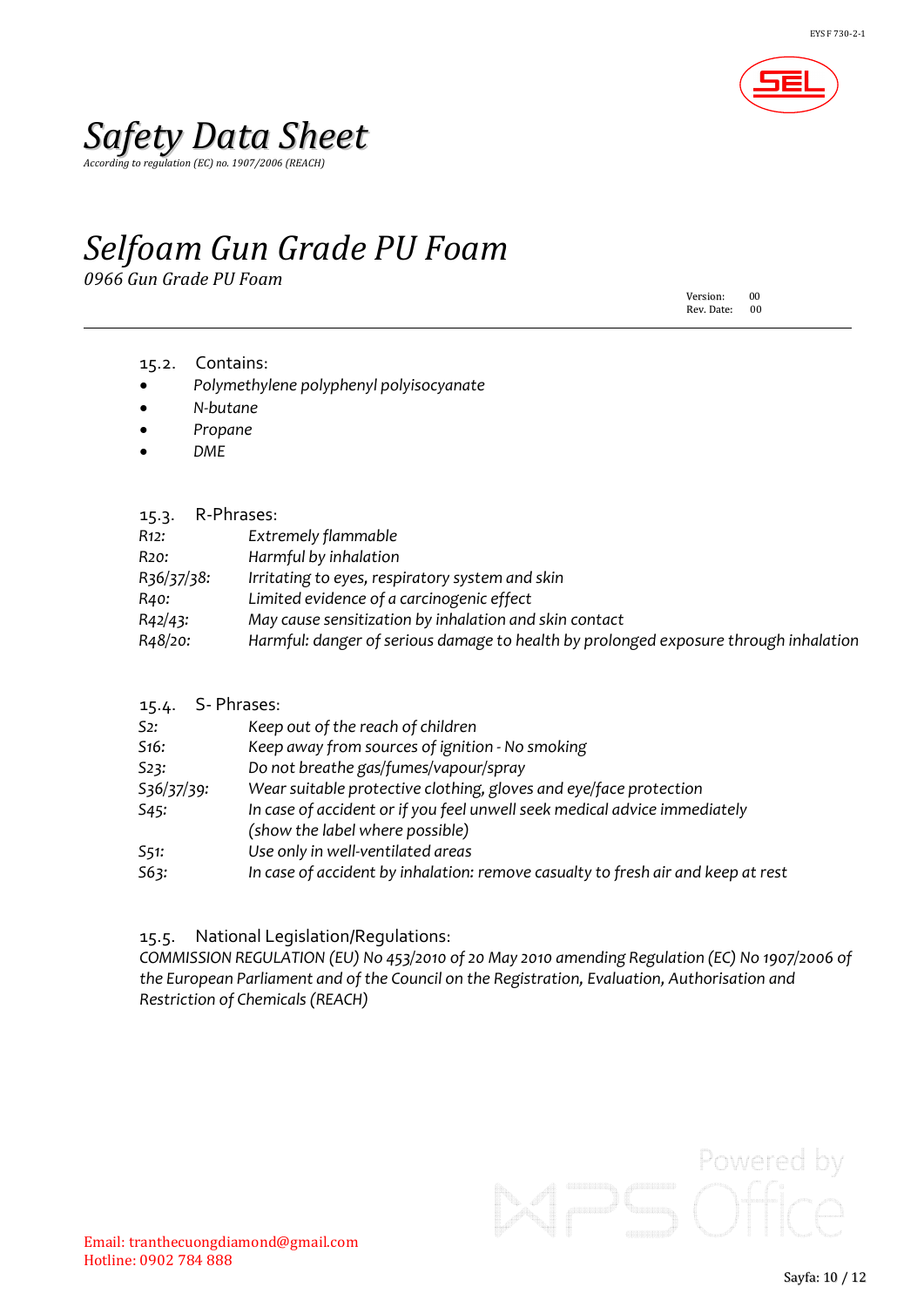# *Safety Data Sheet*

*According to regulation (EC) no. 1907/2006 (REACH)*

# *Selfoam Gun Grade PU Foam*

*0966 Gun Grade PU Foam*

Version: 00
Rev. Date: 00

### 15.2. Contains:

- *Polymethylene polyphenyl polyisocyanate*
- *N-butane*
- *Propane*
- *DME*

### 15.3. R-Phrases:

| | |
|---|---|
| *R12:* | *Extremely flammable* |
| *R20:* | *Harmful by inhalation* |
| *R36/37/38:* | *Irritating to eyes, respiratory system and skin* |
| *R40:* | *Limited evidence of a carcinogenic effect* |
| *R42/43:* | *May cause sensitization by inhalation and skin contact* |
| *R48/20:* | *Harmful: danger of serious damage to health by prolonged exposure through inhalation* |

### 15.4. S- Phrases:

| | |
|---|---|
| *S2:* | *Keep out of the reach of children* |
| *S16:* | *Keep away from sources of ignition - No smoking* |
| *S23:* | *Do not breathe gas/fumes/vapour/spray* |
| *S36/37/39:* | *Wear suitable protective clothing, gloves and eye/face protection* |
| *S45:* | *In case of accident or if you feel unwell seek medical advice immediately (show the label where possible)* |
| *S51:* | *Use only in well-ventilated areas* |
| *S63:* | *In case of accident by inhalation: remove casualty to fresh air and keep at rest* |

### 15.5. National Legislation/Regulations:

*COMMISSION REGULATION (EU) No 453/2010 of 20 May 2010 amending Regulation (EC) No 1907/2006 of the European Parliament and of the Council on the Registration, Evaluation, Authorisation and Restriction of Chemicals (REACH)*

Email: tranthecuongdiamond@gmail.com
Hotline: 0902 784 888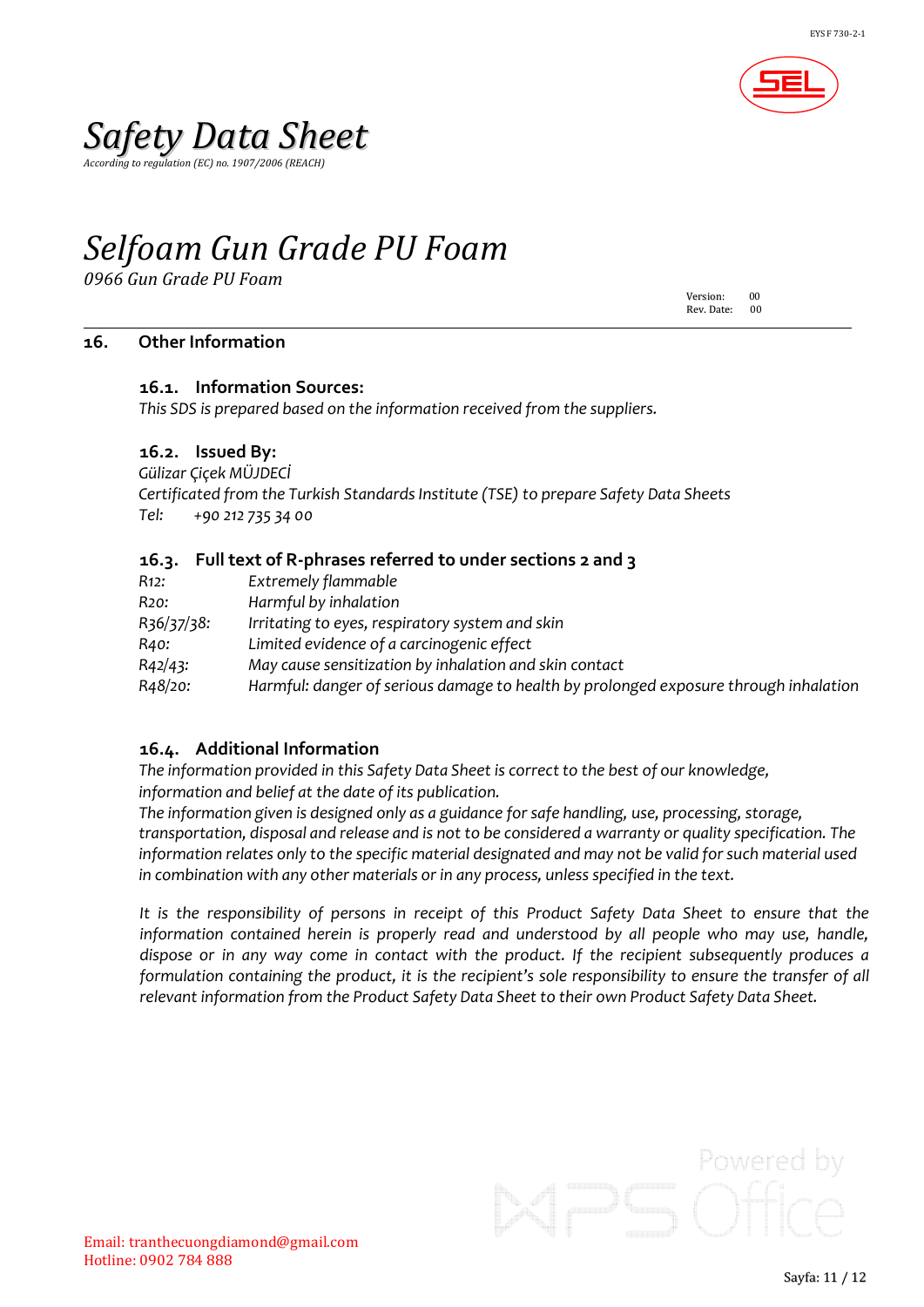# Safety Data Sheet

*According to regulation (EC) no. 1907/2006 (REACH)*

# Selfoam Gun Grade PU Foam

*0966 Gun Grade PU Foam*

Version: 00
Rev. Date: 00

## 16. Other Information

### 16.1. Information Sources:

*This SDS is prepared based on the information received from the suppliers.*

### 16.2. Issued By:

*Gülizar Çiçek MÜJDECİ*
*Certificated from the Turkish Standards Institute (TSE) to prepare Safety Data Sheets*
*Tel: +90 212 735 34 00*

### 16.3. Full text of R-phrases referred to under sections 2 and 3

| | |
|---|---|
| *R12:* | *Extremely flammable* |
| *R20:* | *Harmful by inhalation* |
| *R36/37/38:* | *Irritating to eyes, respiratory system and skin* |
| *R40:* | *Limited evidence of a carcinogenic effect* |
| *R42/43:* | *May cause sensitization by inhalation and skin contact* |
| *R48/20:* | *Harmful: danger of serious damage to health by prolonged exposure through inhalation* |

### 16.4. Additional Information

*The information provided in this Safety Data Sheet is correct to the best of our knowledge, information and belief at the date of its publication.*
*The information given is designed only as a guidance for safe handling, use, processing, storage, transportation, disposal and release and is not to be considered a warranty or quality specification. The information relates only to the specific material designated and may not be valid for such material used in combination with any other materials or in any process, unless specified in the text.*

*It is the responsibility of persons in receipt of this Product Safety Data Sheet to ensure that the information contained herein is properly read and understood by all people who may use, handle, dispose or in any way come in contact with the product. If the recipient subsequently produces a formulation containing the product, it is the recipient's sole responsibility to ensure the transfer of all relevant information from the Product Safety Data Sheet to their own Product Safety Data Sheet.*

Email: tranthecuongdiamond@gmail.com
Hotline: 0902 784 888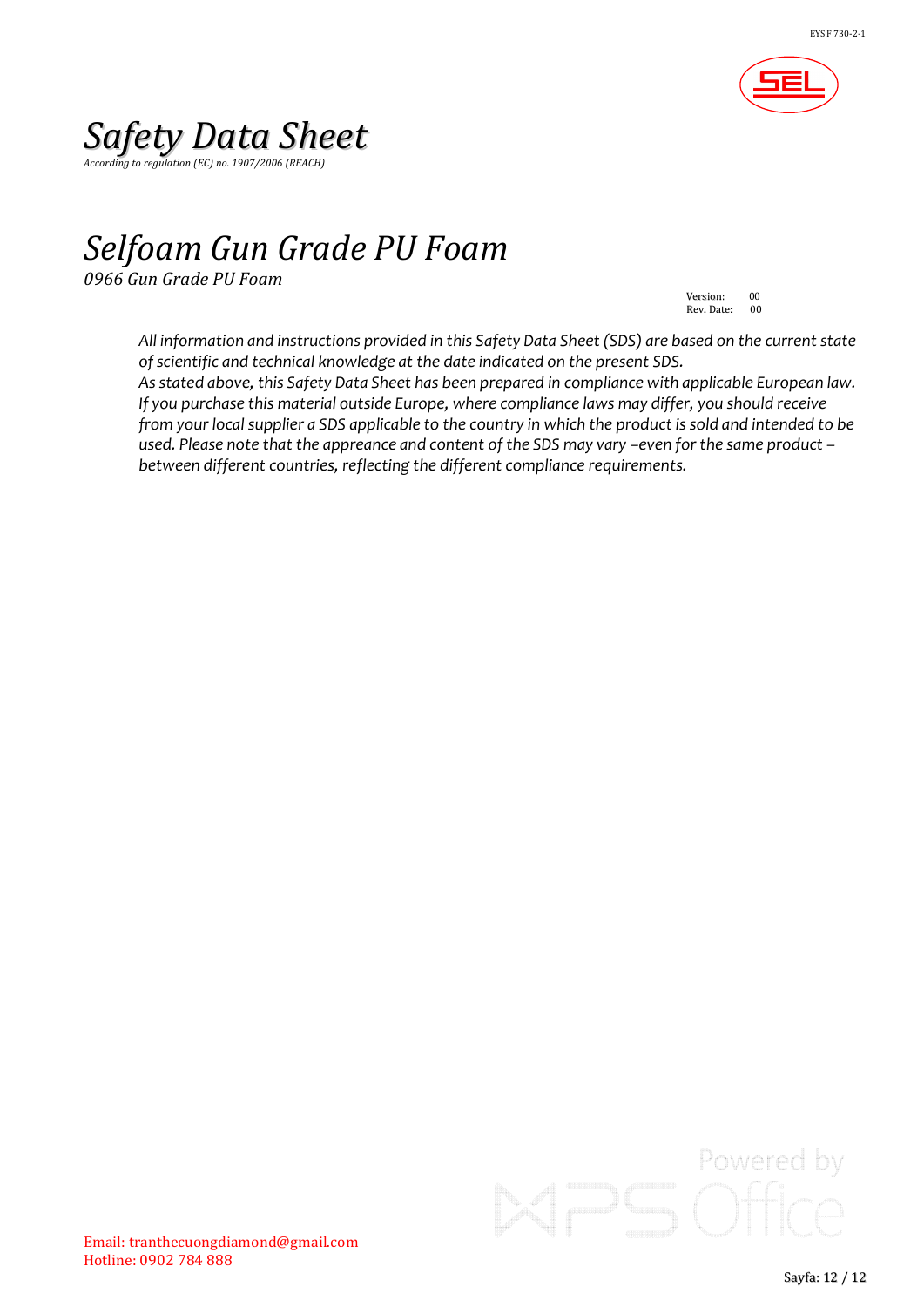# Safety Data Sheet

*According to regulation (EC) no. 1907/2006 (REACH)*

# *Selfoam Gun Grade PU Foam*

*0966 Gun Grade PU Foam*

Version: 00
Rev. Date: 00

*All information and instructions provided in this Safety Data Sheet (SDS) are based on the current state of scientific and technical knowledge at the date indicated on the present SDS.*
*As stated above, this Safety Data Sheet has been prepared in compliance with applicable European law. If you purchase this material outside Europe, where compliance laws may differ, you should receive from your local supplier a SDS applicable to the country in which the product is sold and intended to be used. Please note that the appreance and content of the SDS may vary –even for the same product – between different countries, reflecting the different compliance requirements.*

Email: tranthecuongdiamond@gmail.com
Hotline: 0902 784 888